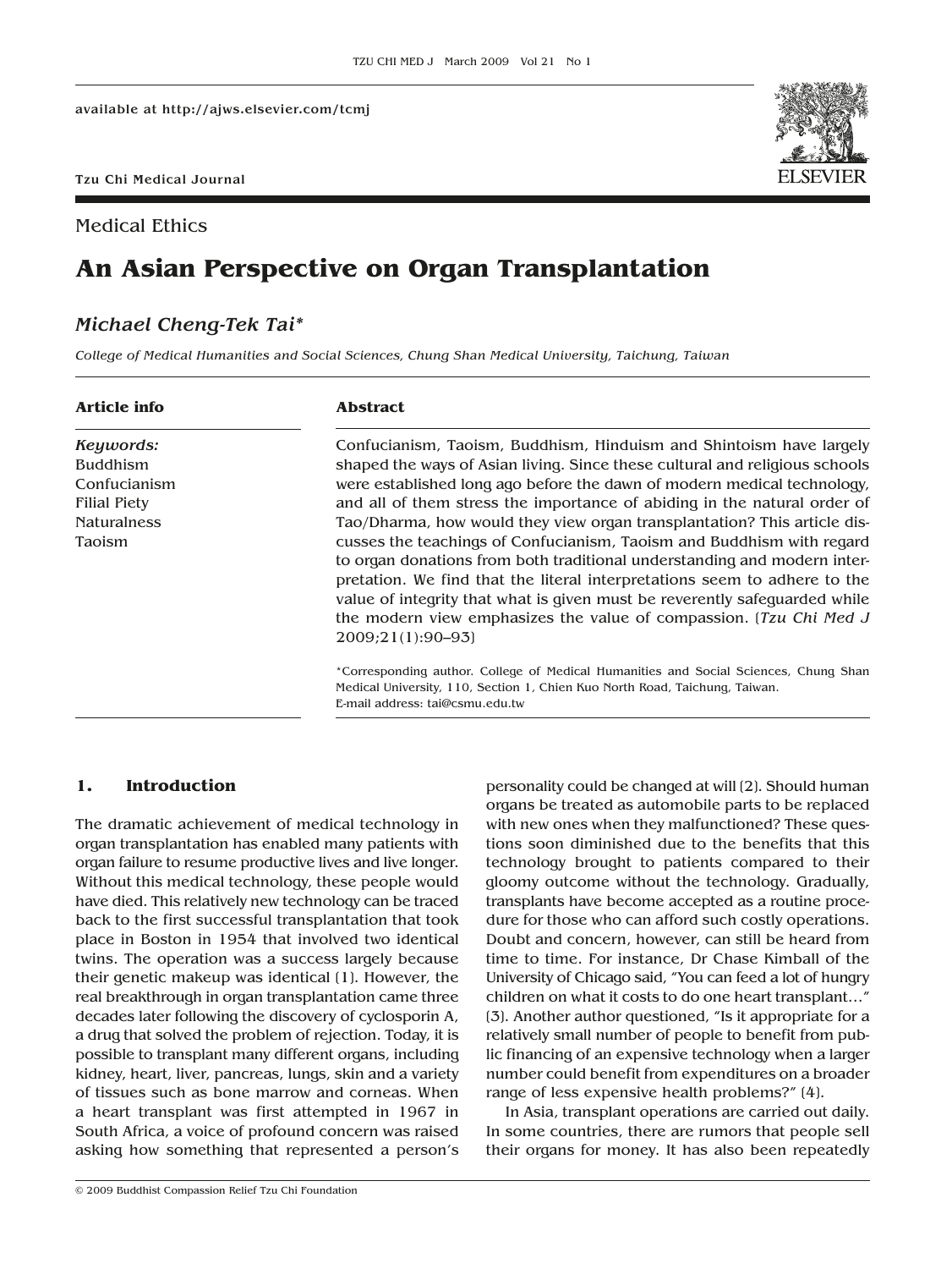Medical Ethics

# An Asian Perspective on Organ Transplantation

*Michael Cheng-Tek Tai**

*College of Medical Humanities and Social Sciences, Chung Shan Medical University, Taichung, Taiwan*

**Article info**

*Keywords:*
Buddhism
Confucianism
Filial Piety
Naturalness
Taoism

**Abstract**

Confucianism, Taoism, Buddhism, Hinduism and Shintoism have largely shaped the ways of Asian living. Since these cultural and religious schools were established long ago before the dawn of modern medical technology, and all of them stress the importance of abiding in the natural order of Tao/Dharma, how would they view organ transplantation? This article discusses the teachings of Confucianism, Taoism and Buddhism with regard to organ donations from both traditional understanding and modern interpretation. We find that the literal interpretations seem to adhere to the value of integrity that what is given must be reverently safeguarded while the modern view emphasizes the value of compassion. [*Tzu Chi Med J* 2009;21(1):90–93]

*Corresponding author. College of Medical Humanities and Social Sciences, Chung Shan Medical University, 110, Section 1, Chien Kuo North Road, Taichung, Taiwan.
E-mail address: tai@csmu.edu.tw

## 1. Introduction

The dramatic achievement of medical technology in organ transplantation has enabled many patients with organ failure to resume productive lives and live longer. Without this medical technology, these people would have died. This relatively new technology can be traced back to the first successful transplantation that took place in Boston in 1954 that involved two identical twins. The operation was a success largely because their genetic makeup was identical [1]. However, the real breakthrough in organ transplantation came three decades later following the discovery of cyclosporin A, a drug that solved the problem of rejection. Today, it is possible to transplant many different organs, including kidney, heart, liver, pancreas, lungs, skin and a variety of tissues such as bone marrow and corneas. When a heart transplant was first attempted in 1967 in South Africa, a voice of profound concern was raised asking how something that represented a person's personality could be changed at will [2]. Should human organs be treated as automobile parts to be replaced with new ones when they malfunctioned? These questions soon diminished due to the benefits that this technology brought to patients compared to their gloomy outcome without the technology. Gradually, transplants have become accepted as a routine procedure for those who can afford such costly operations. Doubt and concern, however, can still be heard from time to time. For instance, Dr Chase Kimball of the University of Chicago said, "You can feed a lot of hungry children on what it costs to do one heart transplant…" [3]. Another author questioned, "Is it appropriate for a relatively small number of people to benefit from public financing of an expensive technology when a larger number could benefit from expenditures on a broader range of less expensive health problems?" [4].

In Asia, transplant operations are carried out daily. In some countries, there are rumors that people sell their organs for money. It has also been repeatedly

© 2009 Buddhist Compassion Relief Tzu Chi Foundation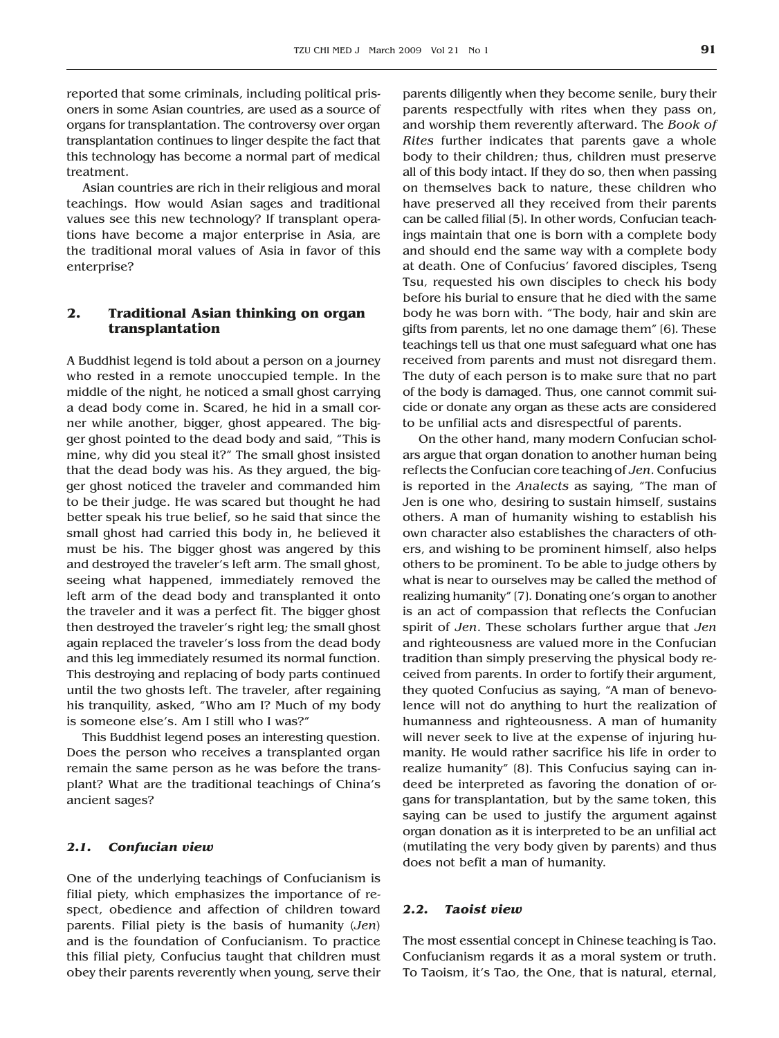reported that some criminals, including political prisoners in some Asian countries, are used as a source of organs for transplantation. The controversy over organ transplantation continues to linger despite the fact that this technology has become a normal part of medical treatment.

Asian countries are rich in their religious and moral teachings. How would Asian sages and traditional values see this new technology? If transplant operations have become a major enterprise in Asia, are the traditional moral values of Asia in favor of this enterprise?

## 2. Traditional Asian thinking on organ transplantation

A Buddhist legend is told about a person on a journey who rested in a remote unoccupied temple. In the middle of the night, he noticed a small ghost carrying a dead body come in. Scared, he hid in a small corner while another, bigger, ghost appeared. The bigger ghost pointed to the dead body and said, "This is mine, why did you steal it?" The small ghost insisted that the dead body was his. As they argued, the bigger ghost noticed the traveler and commanded him to be their judge. He was scared but thought he had better speak his true belief, so he said that since the small ghost had carried this body in, he believed it must be his. The bigger ghost was angered by this and destroyed the traveler's left arm. The small ghost, seeing what happened, immediately removed the left arm of the dead body and transplanted it onto the traveler and it was a perfect fit. The bigger ghost then destroyed the traveler's right leg; the small ghost again replaced the traveler's loss from the dead body and this leg immediately resumed its normal function. This destroying and replacing of body parts continued until the two ghosts left. The traveler, after regaining his tranquility, asked, "Who am I? Much of my body is someone else's. Am I still who I was?"

This Buddhist legend poses an interesting question. Does the person who receives a transplanted organ remain the same person as he was before the transplant? What are the traditional teachings of China's ancient sages?

### 2.1. Confucian view

One of the underlying teachings of Confucianism is filial piety, which emphasizes the importance of respect, obedience and affection of children toward parents. Filial piety is the basis of humanity (*Jen*) and is the foundation of Confucianism. To practice this filial piety, Confucius taught that children must obey their parents reverently when young, serve their parents diligently when they become senile, bury their parents respectfully with rites when they pass on, and worship them reverently afterward. The *Book of Rites* further indicates that parents gave a whole body to their children; thus, children must preserve all of this body intact. If they do so, then when passing on themselves back to nature, these children who have preserved all they received from their parents can be called filial [5]. In other words, Confucian teachings maintain that one is born with a complete body and should end the same way with a complete body at death. One of Confucius' favored disciples, Tseng Tsu, requested his own disciples to check his body before his burial to ensure that he died with the same body he was born with. "The body, hair and skin are gifts from parents, let no one damage them" [6]. These teachings tell us that one must safeguard what one has received from parents and must not disregard them. The duty of each person is to make sure that no part of the body is damaged. Thus, one cannot commit suicide or donate any organ as these acts are considered to be unfilial acts and disrespectful of parents.

On the other hand, many modern Confucian scholars argue that organ donation to another human being reflects the Confucian core teaching of *Jen*. Confucius is reported in the *Analects* as saying, "The man of Jen is one who, desiring to sustain himself, sustains others. A man of humanity wishing to establish his own character also establishes the characters of others, and wishing to be prominent himself, also helps others to be prominent. To be able to judge others by what is near to ourselves may be called the method of realizing humanity" [7]. Donating one's organ to another is an act of compassion that reflects the Confucian spirit of *Jen*. These scholars further argue that *Jen* and righteousness are valued more in the Confucian tradition than simply preserving the physical body received from parents. In order to fortify their argument, they quoted Confucius as saying, "A man of benevolence will not do anything to hurt the realization of humanness and righteousness. A man of humanity will never seek to live at the expense of injuring humanity. He would rather sacrifice his life in order to realize humanity" [8]. This Confucius saying can indeed be interpreted as favoring the donation of organs for transplantation, but by the same token, this saying can be used to justify the argument against organ donation as it is interpreted to be an unfilial act (mutilating the very body given by parents) and thus does not befit a man of humanity.

### 2.2. Taoist view

The most essential concept in Chinese teaching is Tao. Confucianism regards it as a moral system or truth. To Taoism, it's Tao, the One, that is natural, eternal,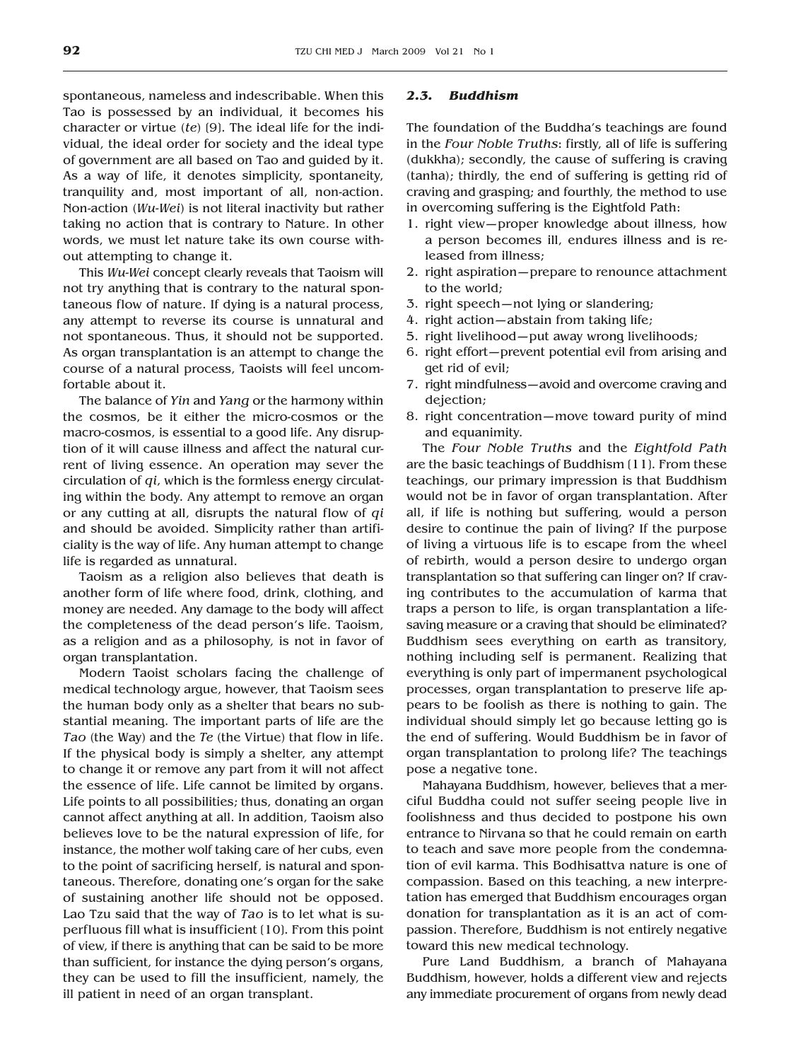spontaneous, nameless and indescribable. When this Tao is possessed by an individual, it becomes his character or virtue (*te*) (9). The ideal life for the individual, the ideal order for society and the ideal type of government are all based on Tao and guided by it. As a way of life, it denotes simplicity, spontaneity, tranquility and, most important of all, non-action. Non-action (*Wu-Wei*) is not literal inactivity but rather taking no action that is contrary to Nature. In other words, we must let nature take its own course without attempting to change it.

This *Wu-Wei* concept clearly reveals that Taoism will not try anything that is contrary to the natural spontaneous flow of nature. If dying is a natural process, any attempt to reverse its course is unnatural and not spontaneous. Thus, it should not be supported. As organ transplantation is an attempt to change the course of a natural process, Taoists will feel uncomfortable about it.

The balance of *Yin* and *Yang* or the harmony within the cosmos, be it either the micro-cosmos or the macro-cosmos, is essential to a good life. Any disruption of it will cause illness and affect the natural current of living essence. An operation may sever the circulation of *qi*, which is the formless energy circulating within the body. Any attempt to remove an organ or any cutting at all, disrupts the natural flow of *qi* and should be avoided. Simplicity rather than artificiality is the way of life. Any human attempt to change life is regarded as unnatural.

Taoism as a religion also believes that death is another form of life where food, drink, clothing, and money are needed. Any damage to the body will affect the completeness of the dead person's life. Taoism, as a religion and as a philosophy, is not in favor of organ transplantation.

Modern Taoist scholars facing the challenge of medical technology argue, however, that Taoism sees the human body only as a shelter that bears no substantial meaning. The important parts of life are the *Tao* (the Way) and the *Te* (the Virtue) that flow in life. If the physical body is simply a shelter, any attempt to change it or remove any part from it will not affect the essence of life. Life cannot be limited by organs. Life points to all possibilities; thus, donating an organ cannot affect anything at all. In addition, Taoism also believes love to be the natural expression of life, for instance, the mother wolf taking care of her cubs, even to the point of sacrificing herself, is natural and spontaneous. Therefore, donating one's organ for the sake of sustaining another life should not be opposed. Lao Tzu said that the way of *Tao* is to let what is superfluous fill what is insufficient (10). From this point of view, if there is anything that can be said to be more than sufficient, for instance the dying person's organs, they can be used to fill the insufficient, namely, the ill patient in need of an organ transplant.

### *2.3. Buddhism*

The foundation of the Buddha's teachings are found in the *Four Noble Truths*: firstly, all of life is suffering (dukkha); secondly, the cause of suffering is craving (tanha); thirdly, the end of suffering is getting rid of craving and grasping; and fourthly, the method to use in overcoming suffering is the Eightfold Path:

1. right view—proper knowledge about illness, how a person becomes ill, endures illness and is released from illness;
2. right aspiration—prepare to renounce attachment to the world;
3. right speech—not lying or slandering;
4. right action—abstain from taking life;
5. right livelihood—put away wrong livelihoods;
6. right effort—prevent potential evil from arising and get rid of evil;
7. right mindfulness—avoid and overcome craving and dejection;
8. right concentration—move toward purity of mind and equanimity.

The *Four Noble Truths* and the *Eightfold Path* are the basic teachings of Buddhism (11). From these teachings, our primary impression is that Buddhism would not be in favor of organ transplantation. After all, if life is nothing but suffering, would a person desire to continue the pain of living? If the purpose of living a virtuous life is to escape from the wheel of rebirth, would a person desire to undergo organ transplantation so that suffering can linger on? If craving contributes to the accumulation of karma that traps a person to life, is organ transplantation a life-saving measure or a craving that should be eliminated? Buddhism sees everything on earth as transitory, nothing including self is permanent. Realizing that everything is only part of impermanent psychological processes, organ transplantation to preserve life appears to be foolish as there is nothing to gain. The individual should simply let go because letting go is the end of suffering. Would Buddhism be in favor of organ transplantation to prolong life? The teachings pose a negative tone.

Mahayana Buddhism, however, believes that a merciful Buddha could not suffer seeing people live in foolishness and thus decided to postpone his own entrance to Nirvana so that he could remain on earth to teach and save more people from the condemnation of evil karma. This Bodhisattva nature is one of compassion. Based on this teaching, a new interpretation has emerged that Buddhism encourages organ donation for transplantation as it is an act of compassion. Therefore, Buddhism is not entirely negative toward this new medical technology.

Pure Land Buddhism, a branch of Mahayana Buddhism, however, holds a different view and rejects any immediate procurement of organs from newly dead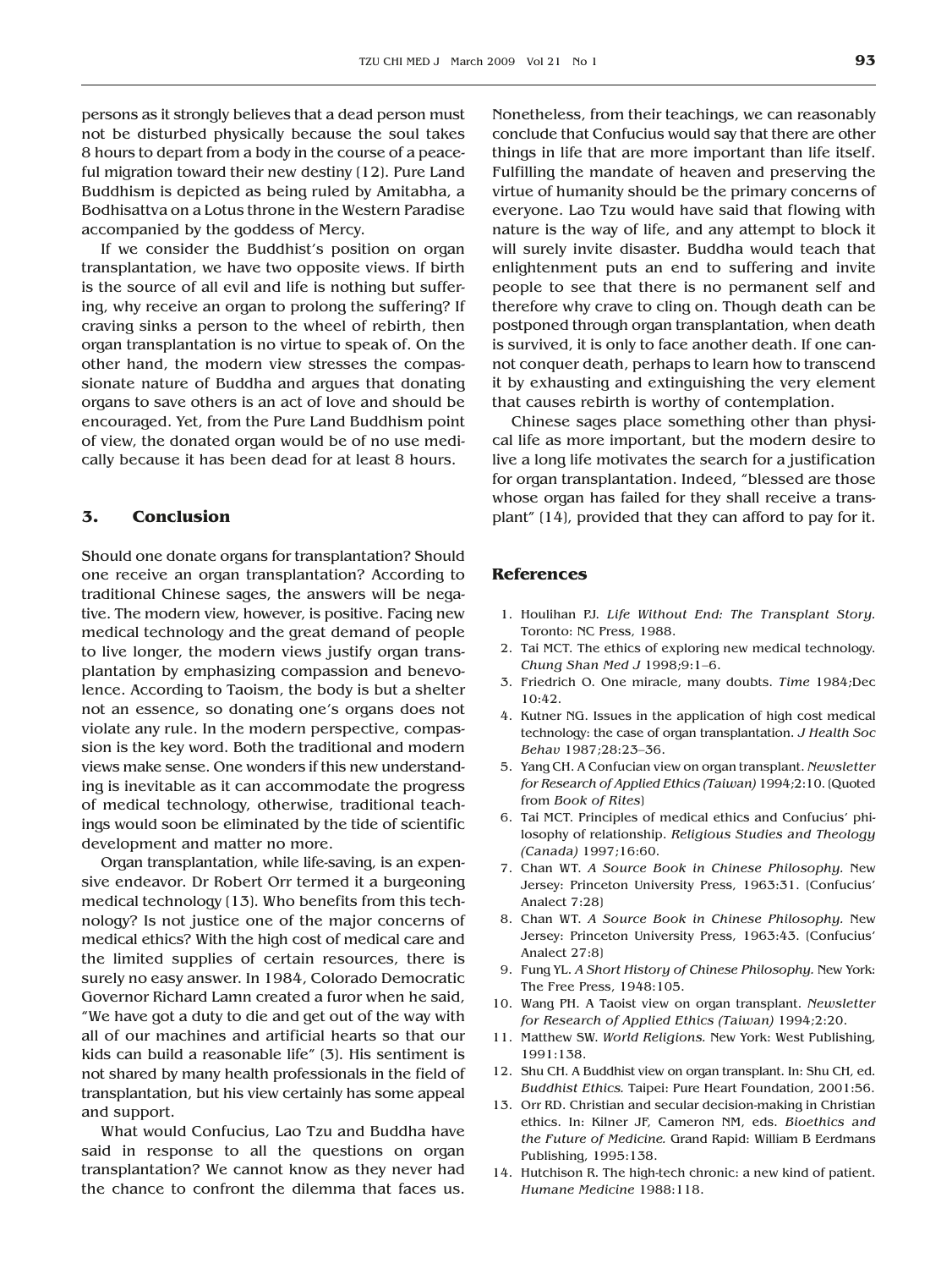persons as it strongly believes that a dead person must not be disturbed physically because the soul takes 8 hours to depart from a body in the course of a peaceful migration toward their new destiny (12). Pure Land Buddhism is depicted as being ruled by Amitabha, a Bodhisattva on a Lotus throne in the Western Paradise accompanied by the goddess of Mercy.

If we consider the Buddhist's position on organ transplantation, we have two opposite views. If birth is the source of all evil and life is nothing but suffering, why receive an organ to prolong the suffering? If craving sinks a person to the wheel of rebirth, then organ transplantation is no virtue to speak of. On the other hand, the modern view stresses the compassionate nature of Buddha and argues that donating organs to save others is an act of love and should be encouraged. Yet, from the Pure Land Buddhism point of view, the donated organ would be of no use medically because it has been dead for at least 8 hours.

## 3. Conclusion

Should one donate organs for transplantation? Should one receive an organ transplantation? According to traditional Chinese sages, the answers will be negative. The modern view, however, is positive. Facing new medical technology and the great demand of people to live longer, the modern views justify organ transplantation by emphasizing compassion and benevolence. According to Taoism, the body is but a shelter not an essence, so donating one's organs does not violate any rule. In the modern perspective, compassion is the key word. Both the traditional and modern views make sense. One wonders if this new understanding is inevitable as it can accommodate the progress of medical technology, otherwise, traditional teachings would soon be eliminated by the tide of scientific development and matter no more.

Organ transplantation, while life-saving, is an expensive endeavor. Dr Robert Orr termed it a burgeoning medical technology (13). Who benefits from this technology? Is not justice one of the major concerns of medical ethics? With the high cost of medical care and the limited supplies of certain resources, there is surely no easy answer. In 1984, Colorado Democratic Governor Richard Lamn created a furor when he said, "We have got a duty to die and get out of the way with all of our machines and artificial hearts so that our kids can build a reasonable life" (3). His sentiment is not shared by many health professionals in the field of transplantation, but his view certainly has some appeal and support.

What would Confucius, Lao Tzu and Buddha have said in response to all the questions on organ transplantation? We cannot know as they never had the chance to confront the dilemma that faces us. Nonetheless, from their teachings, we can reasonably conclude that Confucius would say that there are other things in life that are more important than life itself. Fulfilling the mandate of heaven and preserving the virtue of humanity should be the primary concerns of everyone. Lao Tzu would have said that flowing with nature is the way of life, and any attempt to block it will surely invite disaster. Buddha would teach that enlightenment puts an end to suffering and invite people to see that there is no permanent self and therefore why crave to cling on. Though death can be postponed through organ transplantation, when death is survived, it is only to face another death. If one cannot conquer death, perhaps to learn how to transcend it by exhausting and extinguishing the very element that causes rebirth is worthy of contemplation.

Chinese sages place something other than physical life as more important, but the modern desire to live a long life motivates the search for a justification for organ transplantation. Indeed, "blessed are those whose organ has failed for they shall receive a transplant" (14), provided that they can afford to pay for it.

## References

1. Houlihan PJ. *Life Without End: The Transplant Story.* Toronto: NC Press, 1988.
2. Tai MCT. The ethics of exploring new medical technology. *Chung Shan Med J* 1998;9:1–6.
3. Friedrich O. One miracle, many doubts. *Time* 1984;Dec 10:42.
4. Kutner NG. Issues in the application of high cost medical technology: the case of organ transplantation. *J Health Soc Behav* 1987;28:23–36.
5. Yang CH. A Confucian view on organ transplant. *Newsletter for Research of Applied Ethics (Taiwan)* 1994;2:10. (Quoted from *Book of Rites*)
6. Tai MCT. Principles of medical ethics and Confucius' philosophy of relationship. *Religious Studies and Theology (Canada)* 1997;16:60.
7. Chan WT. *A Source Book in Chinese Philosophy.* New Jersey: Princeton University Press, 1963:31. (Confucius' Analect 7:28)
8. Chan WT. *A Source Book in Chinese Philosophy.* New Jersey: Princeton University Press, 1963:43. (Confucius' Analect 27:8)
9. Fung YL. *A Short History of Chinese Philosophy.* New York: The Free Press, 1948:105.
10. Wang PH. A Taoist view on organ transplant. *Newsletter for Research of Applied Ethics (Taiwan)* 1994;2:20.
11. Matthew SW. *World Religions.* New York: West Publishing, 1991:138.
12. Shu CH. A Buddhist view on organ transplant. In: Shu CH, ed. *Buddhist Ethics.* Taipei: Pure Heart Foundation, 2001:56.
13. Orr RD. Christian and secular decision-making in Christian ethics. In: Kilner JF, Cameron NM, eds. *Bioethics and the Future of Medicine.* Grand Rapid: William B Eerdmans Publishing, 1995:138.
14. Hutchison R. The high-tech chronic: a new kind of patient. *Humane Medicine* 1988:118.